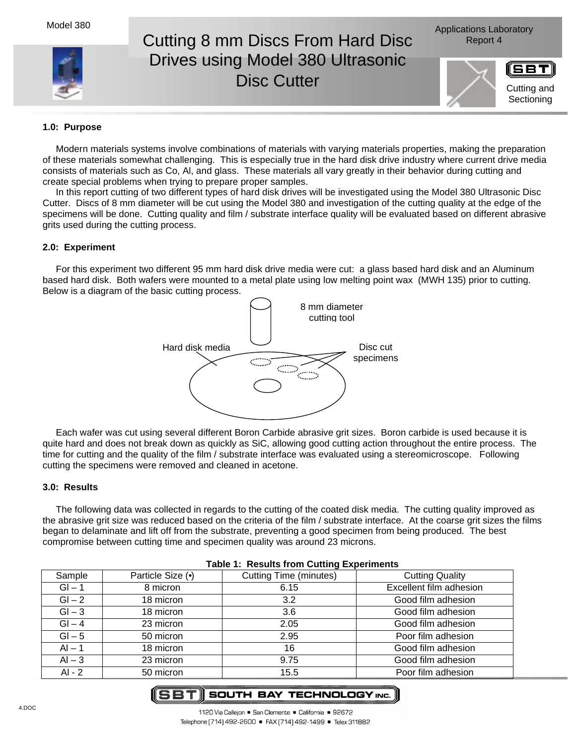Model 380

# Cutting 8 mm Discs From Hard Disc Drives using Model 380 Ultrasonic Disc Cutter

Applications Laboratory Report 4

Cutting and Sectioning

### 1.0: Purpose

Modern materials systems involve combinations of materials with varying materials properties, making the preparation of these materials somewhat challenging. This is especially true in the hard disk drive industry where current drive media consists of materials such as Co, Al, and glass. These materials all vary greatly in their behavior during cutting and create special problems when trying to prepare proper samples.

In this report cutting of two different types of hard disk drives will be investigated using the Model 380 Ultrasonic Disc Cutter. Discs of 8 mm diameter will be cut using the Model 380 and investigation of the cutting quality at the edge of the specimens will be done. Cutting quality and film / substrate interface quality will be evaluated based on different abrasive grits used during the cutting process.

### 2.0: Experiment

For this experiment two different 95 mm hard disk drive media were cut: a glass based hard disk and an Aluminum based hard disk. Both wafers were mounted to a metal plate using low melting point wax (MWH 135) prior to cutting. Below is a diagram of the basic cutting process.

8 mm diameter cutting tool

Hard disk media

Disc cut specimens

Each wafer was cut using several different Boron Carbide abrasive grit sizes. Boron carbide is used because it is quite hard and does not break down as quickly as SiC, allowing good cutting action throughout the entire process. The time for cutting and the quality of the film / substrate interface was evaluated using a stereomicroscope. Following cutting the specimens were removed and cleaned in acetone.

### 3.0: Results

The following data was collected in regards to the cutting of the coated disk media. The cutting quality improved as the abrasive grit size was reduced based on the criteria of the film / substrate interface. At the coarse grit sizes the films began to delaminate and lift off from the substrate, preventing a good specimen from being produced. The best compromise between cutting time and specimen quality was around 23 microns.

**Table 1: Results from Cutting Experiments**

| Sample | Particle Size (•) | Cutting Time (minutes) | Cutting Quality |
|---|---|---|---|
| Gl – 1 | 8 micron | 6.15 | Excellent film adhesion |
| Gl – 2 | 18 micron | 3.2 | Good film adhesion |
| Gl – 3 | 18 micron | 3.6 | Good film adhesion |
| Gl – 4 | 23 micron | 2.05 | Good film adhesion |
| Gl – 5 | 50 micron | 2.95 | Poor film adhesion |
| Al – 1 | 18 micron | 16 | Good film adhesion |
| Al – 3 | 23 micron | 9.75 | Good film adhesion |
| Al - 2 | 50 micron | 15.5 | Poor film adhesion |

SOUTH BAY TECHNOLOGY INC.

1120 Via Callejon ▪ San Clemente ▪ California ▪ 92672

Telephone [714] 492-2600 ▪ FAX [714] 492-1499 ▪ Telex 311882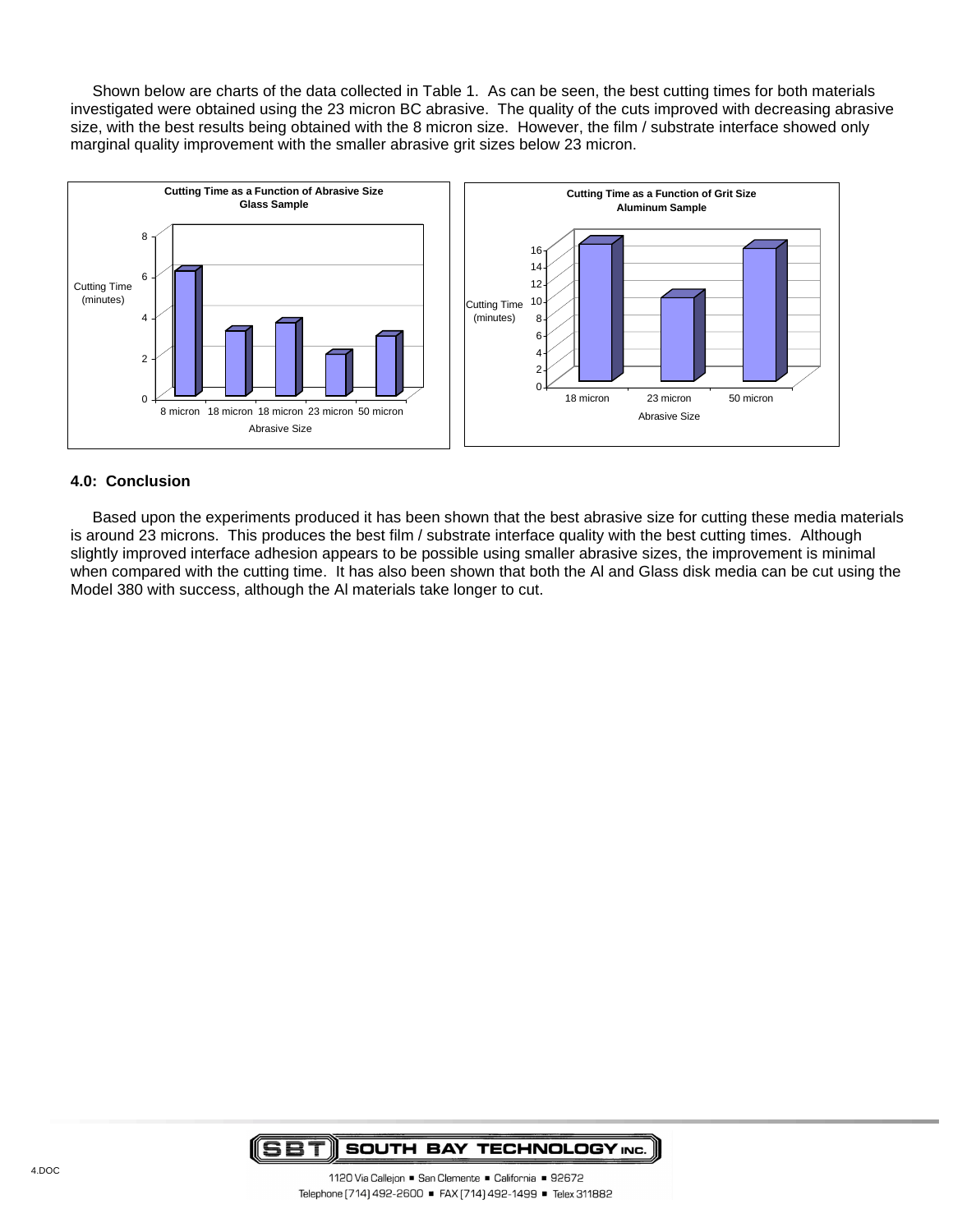Shown below are charts of the data collected in Table 1. As can be seen, the best cutting times for both materials investigated were obtained using the 23 micron BC abrasive. The quality of the cuts improved with decreasing abrasive size, with the best results being obtained with the 8 micron size. However, the film / substrate interface showed only marginal quality improvement with the smaller abrasive grit sizes below 23 micron.

**Cutting Time as a Function of Abrasive Size**
**Glass Sample**

Cutting Time (minutes)

0
2
4
6
8

8 micron 18 micron 18 micron 23 micron 50 micron

Abrasive Size

**Cutting Time as a Function of Grit Size**
**Aluminum Sample**

Cutting Time (minutes)

0
2
4
6
8
10
12
14
16

18 micron 23 micron 50 micron

Abrasive Size

### 4.0: Conclusion

Based upon the experiments produced it has been shown that the best abrasive size for cutting these media materials is around 23 microns. This produces the best film / substrate interface quality with the best cutting times. Although slightly improved interface adhesion appears to be possible using smaller abrasive sizes, the improvement is minimal when compared with the cutting time. It has also been shown that both the Al and Glass disk media can be cut using the Model 380 with success, although the Al materials take longer to cut.

SBT SOUTH BAY TECHNOLOGY INC.

1120 Via Callejon ■ San Clemente ■ California ■ 92672
Telephone [714] 492-2600 ■ FAX [714] 492-1499 ■ Telex 311882